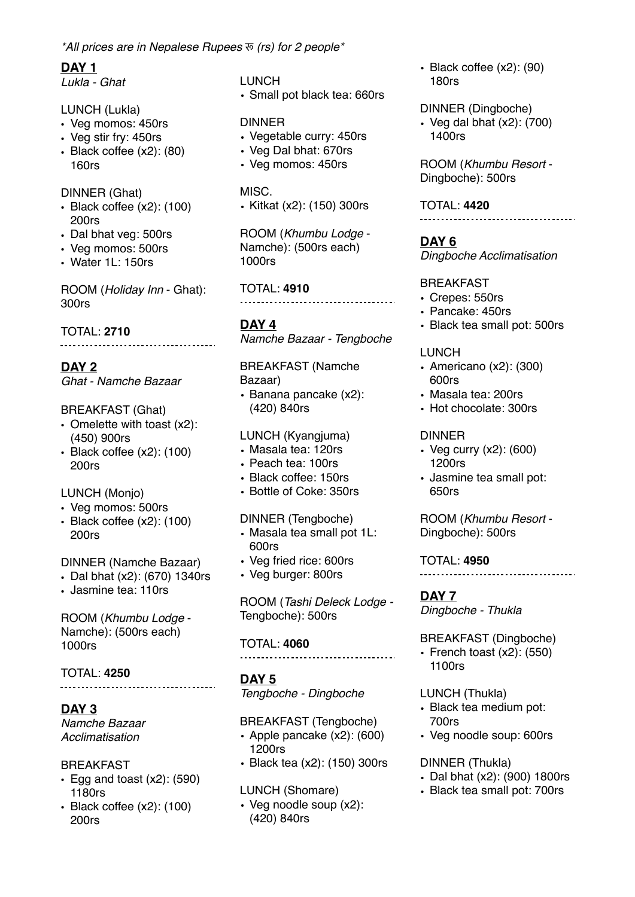*All prices are in Nepalese Rupees रु (rs) for 2 people*

## DAY 1

*Lukla - Ghat*

LUNCH (Lukla)

- Veg momos: 450rs
- Veg stir fry: 450rs
- Black coffee (x2): (80) 160rs

DINNER (Ghat)

- Black coffee (x2): (100) 200rs
- Dal bhat veg: 500rs
- Veg momos: 500rs
- Water 1L: 150rs

ROOM (*Holiday Inn* - Ghat): 300rs

TOTAL: **2710**

## DAY 2

*Ghat - Namche Bazaar*

BREAKFAST (Ghat)

- Omelette with toast (x2): (450) 900rs
- Black coffee (x2): (100) 200rs

LUNCH (Monjo)

- Veg momos: 500rs
- Black coffee (x2): (100) 200rs

DINNER (Namche Bazaar)

- Dal bhat (x2): (670) 1340rs
- Jasmine tea: 110rs

ROOM (*Khumbu Lodge* - Namche): (500rs each) 1000rs

TOTAL: **4250**

## DAY 3

*Namche Bazaar Acclimatisation*

BREAKFAST

- Egg and toast (x2): (590) 1180rs
- Black coffee (x2): (100) 200rs

LUNCH

- Small pot black tea: 660rs

DINNER

- Vegetable curry: 450rs
- Veg Dal bhat: 670rs
- Veg momos: 450rs

MISC.

- Kitkat (x2): (150) 300rs

ROOM (*Khumbu Lodge* - Namche): (500rs each) 1000rs

TOTAL: **4910**

## DAY 4

*Namche Bazaar - Tengboche*

BREAKFAST (Namche Bazaar)

- Banana pancake (x2): (420) 840rs

LUNCH (Kyangjuma)

- Masala tea: 120rs
- Peach tea: 100rs
- Black coffee: 150rs
- Bottle of Coke: 350rs

DINNER (Tengboche)

- Masala tea small pot 1L: 600rs
- Veg fried rice: 600rs
- Veg burger: 800rs

ROOM (*Tashi Deleck Lodge* - Tengboche): 500rs

TOTAL: **4060**

## DAY 5

*Tengboche - Dingboche*

BREAKFAST (Tengboche)

- Apple pancake (x2): (600) 1200rs
- Black tea (x2): (150) 300rs

LUNCH (Shomare)

- Veg noodle soup (x2): (420) 840rs
- Black coffee (x2): (90) 180rs

DINNER (Dingboche)

- Veg dal bhat (x2): (700) 1400rs

ROOM (*Khumbu Resort* - Dingboche): 500rs

TOTAL: **4420**

## DAY 6

*Dingboche Acclimatisation*

BREAKFAST

- Crepes: 550rs
- Pancake: 450rs
- Black tea small pot: 500rs

LUNCH

- Americano (x2): (300) 600rs
- Masala tea: 200rs
- Hot chocolate: 300rs

DINNER

- Veg curry (x2): (600) 1200rs
- Jasmine tea small pot: 650rs

ROOM (*Khumbu Resort* - Dingboche): 500rs

TOTAL: **4950**

## DAY 7

*Dingboche - Thukla*

BREAKFAST (Dingboche)

- French toast (x2): (550) 1100rs

LUNCH (Thukla)

- Black tea medium pot: 700rs
- Veg noodle soup: 600rs

DINNER (Thukla)

- Dal bhat (x2): (900) 1800rs
- Black tea small pot: 700rs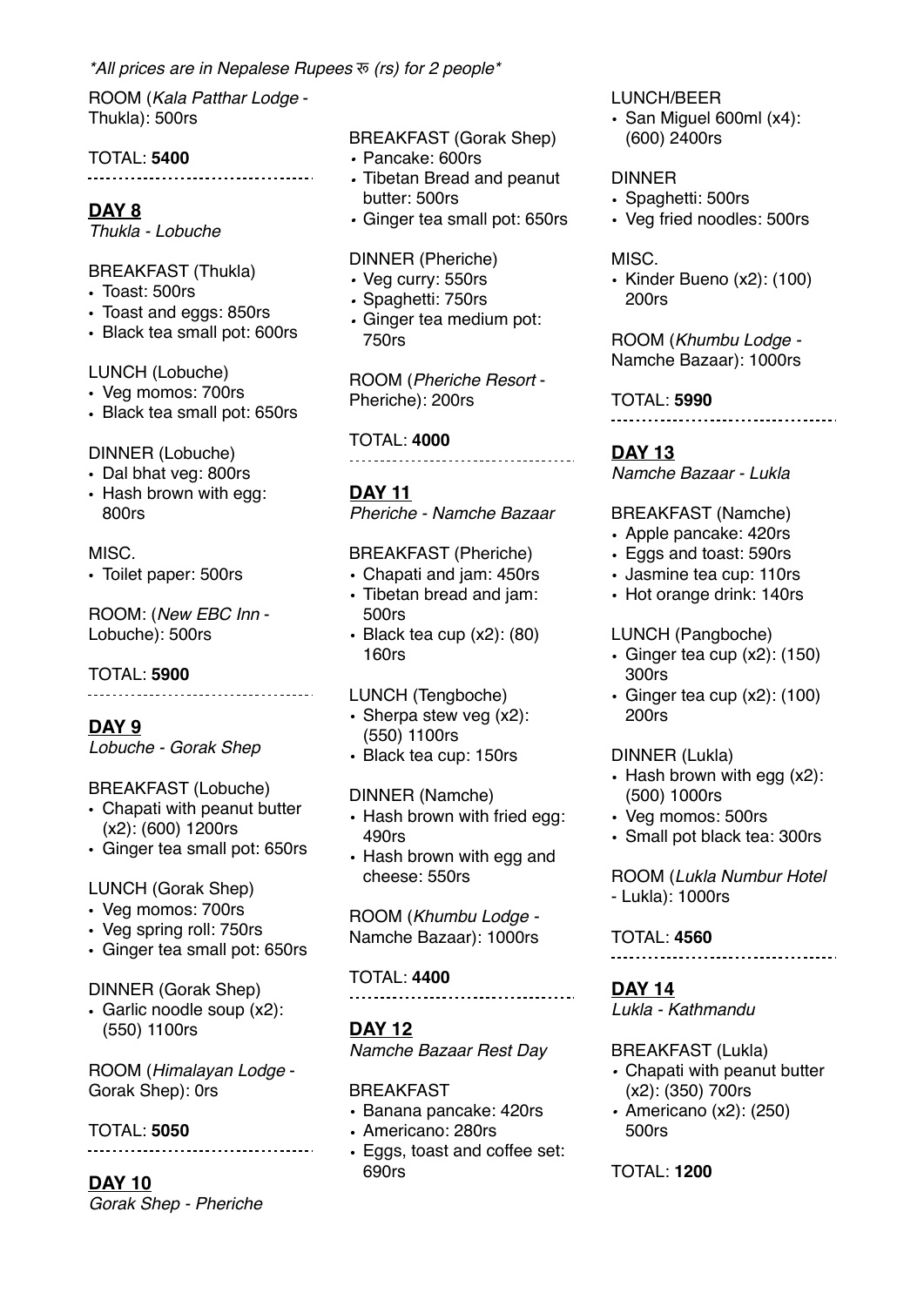*All prices are in Nepalese Rupees रु (rs) for 2 people*

ROOM (*Kala Patthar Lodge* - Thukla): 500rs

TOTAL: **5400**

---

## DAY 8

*Thukla - Lobuche*

BREAKFAST (Thukla)

- Toast: 500rs
- Toast and eggs: 850rs
- Black tea small pot: 600rs

LUNCH (Lobuche)

- Veg momos: 700rs
- Black tea small pot: 650rs

DINNER (Lobuche)

- Dal bhat veg: 800rs
- Hash brown with egg: 800rs

MISC.

- Toilet paper: 500rs

ROOM: (*New EBC Inn* - Lobuche): 500rs

TOTAL: **5900**

---

## DAY 9

*Lobuche - Gorak Shep*

BREAKFAST (Lobuche)

- Chapati with peanut butter (x2): (600) 1200rs
- Ginger tea small pot: 650rs

LUNCH (Gorak Shep)

- Veg momos: 700rs
- Veg spring roll: 750rs
- Ginger tea small pot: 650rs

DINNER (Gorak Shep)

- Garlic noodle soup (x2): (550) 1100rs

ROOM (*Himalayan Lodge* - Gorak Shep): 0rs

TOTAL: **5050**

---

## DAY 10

*Gorak Shep - Pheriche*

BREAKFAST (Gorak Shep)

- Pancake: 600rs
- Tibetan Bread and peanut butter: 500rs
- Ginger tea small pot: 650rs

DINNER (Pheriche)

- Veg curry: 550rs
- Spaghetti: 750rs
- Ginger tea medium pot: 750rs

ROOM (*Pheriche Resort* - Pheriche): 200rs

TOTAL: **4000**

---

## DAY 11

*Pheriche - Namche Bazaar*

BREAKFAST (Pheriche)

- Chapati and jam: 450rs
- Tibetan bread and jam: 500rs
- Black tea cup (x2): (80) 160rs

LUNCH (Tengboche)

- Sherpa stew veg (x2): (550) 1100rs
- Black tea cup: 150rs

DINNER (Namche)

- Hash brown with fried egg: 490rs
- Hash brown with egg and cheese: 550rs

ROOM (*Khumbu Lodge* - Namche Bazaar): 1000rs

TOTAL: **4400**

---

## DAY 12

*Namche Bazaar Rest Day*

BREAKFAST

- Banana pancake: 420rs
- Americano: 280rs
- Eggs, toast and coffee set: 690rs

LUNCH/BEER

- San Miguel 600ml (x4): (600) 2400rs

DINNER

- Spaghetti: 500rs
- Veg fried noodles: 500rs

MISC.

- Kinder Bueno (x2): (100) 200rs

ROOM (*Khumbu Lodge* - Namche Bazaar): 1000rs

TOTAL: **5990**

---

## DAY 13

*Namche Bazaar - Lukla*

BREAKFAST (Namche)

- Apple pancake: 420rs
- Eggs and toast: 590rs
- Jasmine tea cup: 110rs
- Hot orange drink: 140rs

LUNCH (Pangboche)

- Ginger tea cup (x2): (150) 300rs
- Ginger tea cup (x2): (100) 200rs

DINNER (Lukla)

- Hash brown with egg (x2): (500) 1000rs
- Veg momos: 500rs
- Small pot black tea: 300rs

ROOM (*Lukla Numbur Hotel* - Lukla): 1000rs

TOTAL: **4560**

---

## DAY 14

*Lukla - Kathmandu*

BREAKFAST (Lukla)

- Chapati with peanut butter (x2): (350) 700rs
- Americano (x2): (250) 500rs

TOTAL: **1200**